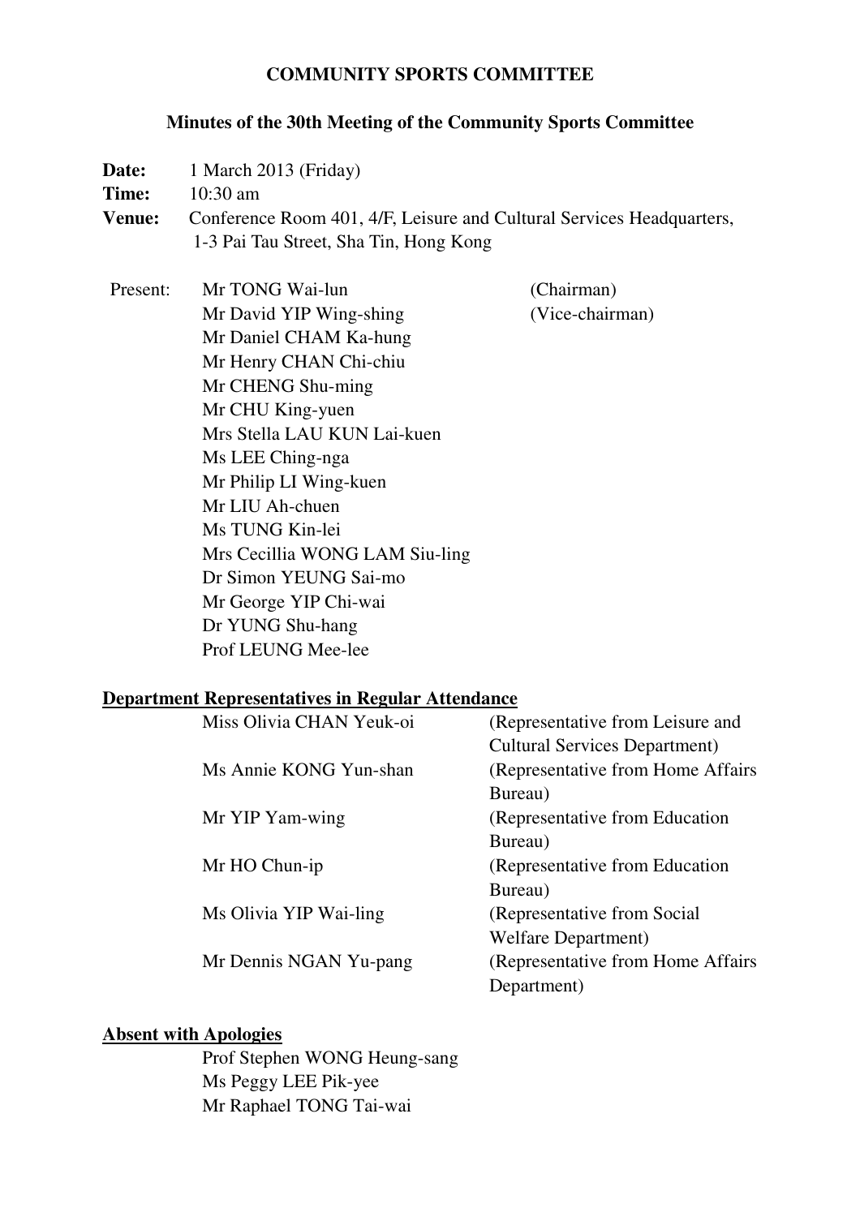# COMMUNITY SPORTS COMMITTEE

## Minutes of the 30th Meeting of the Community Sports Committee

**Date:** 1 March 2013 (Friday)
**Time:** 10:30 am
**Venue:** Conference Room 401, 4/F, Leisure and Cultural Services Headquarters, 1-3 Pai Tau Street, Sha Tin, Hong Kong

Present:

| | |
|---|---|
| Mr TONG Wai-lun | (Chairman) |
| Mr David YIP Wing-shing | (Vice-chairman) |
| Mr Daniel CHAM Ka-hung | |
| Mr Henry CHAN Chi-chiu | |
| Mr CHENG Shu-ming | |
| Mr CHU King-yuen | |
| Mrs Stella LAU KUN Lai-kuen | |
| Ms LEE Ching-nga | |
| Mr Philip LI Wing-kuen | |
| Mr LIU Ah-chuen | |
| Ms TUNG Kin-lei | |
| Mrs Cecillia WONG LAM Siu-ling | |
| Dr Simon YEUNG Sai-mo | |
| Mr George YIP Chi-wai | |
| Dr YUNG Shu-hang | |
| Prof LEUNG Mee-lee | |

**Department Representatives in Regular Attendance**

| | |
|---|---|
| Miss Olivia CHAN Yeuk-oi | (Representative from Leisure and Cultural Services Department) |
| Ms Annie KONG Yun-shan | (Representative from Home Affairs Bureau) |
| Mr YIP Yam-wing | (Representative from Education Bureau) |
| Mr HO Chun-ip | (Representative from Education Bureau) |
| Ms Olivia YIP Wai-ling | (Representative from Social Welfare Department) |
| Mr Dennis NGAN Yu-pang | (Representative from Home Affairs Department) |

**Absent with Apologies**

Prof Stephen WONG Heung-sang
Ms Peggy LEE Pik-yee
Mr Raphael TONG Tai-wai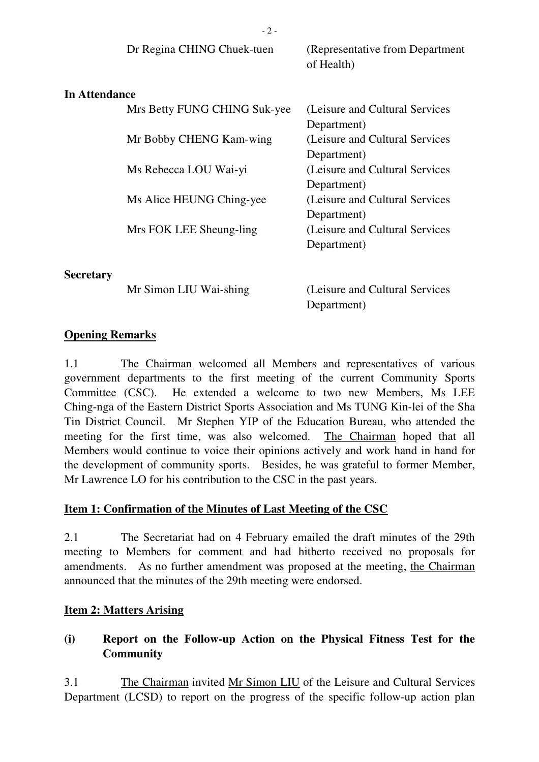| | |
|---|---|
| Dr Regina CHING Chuek-tuen | (Representative from Department of Health) |

**In Attendance**

| | |
|---|---|
| Mrs Betty FUNG CHING Suk-yee | (Leisure and Cultural Services Department) |
| Mr Bobby CHENG Kam-wing | (Leisure and Cultural Services Department) |
| Ms Rebecca LOU Wai-yi | (Leisure and Cultural Services Department) |
| Ms Alice HEUNG Ching-yee | (Leisure and Cultural Services Department) |
| Mrs FOK LEE Sheung-ling | (Leisure and Cultural Services Department) |

**Secretary**

| | |
|---|---|
| Mr Simon LIU Wai-shing | (Leisure and Cultural Services Department) |

## Opening Remarks

1.1 The Chairman welcomed all Members and representatives of various government departments to the first meeting of the current Community Sports Committee (CSC). He extended a welcome to two new Members, Ms LEE Ching-nga of the Eastern District Sports Association and Ms TUNG Kin-lei of the Sha Tin District Council. Mr Stephen YIP of the Education Bureau, who attended the meeting for the first time, was also welcomed. The Chairman hoped that all Members would continue to voice their opinions actively and work hand in hand for the development of community sports. Besides, he was grateful to former Member, Mr Lawrence LO for his contribution to the CSC in the past years.

## Item 1: Confirmation of the Minutes of Last Meeting of the CSC

2.1 The Secretariat had on 4 February emailed the draft minutes of the 29th meeting to Members for comment and had hitherto received no proposals for amendments. As no further amendment was proposed at the meeting, the Chairman announced that the minutes of the 29th meeting were endorsed.

## Item 2: Matters Arising

### (i) Report on the Follow-up Action on the Physical Fitness Test for the Community

3.1 The Chairman invited Mr Simon LIU of the Leisure and Cultural Services Department (LCSD) to report on the progress of the specific follow-up action plan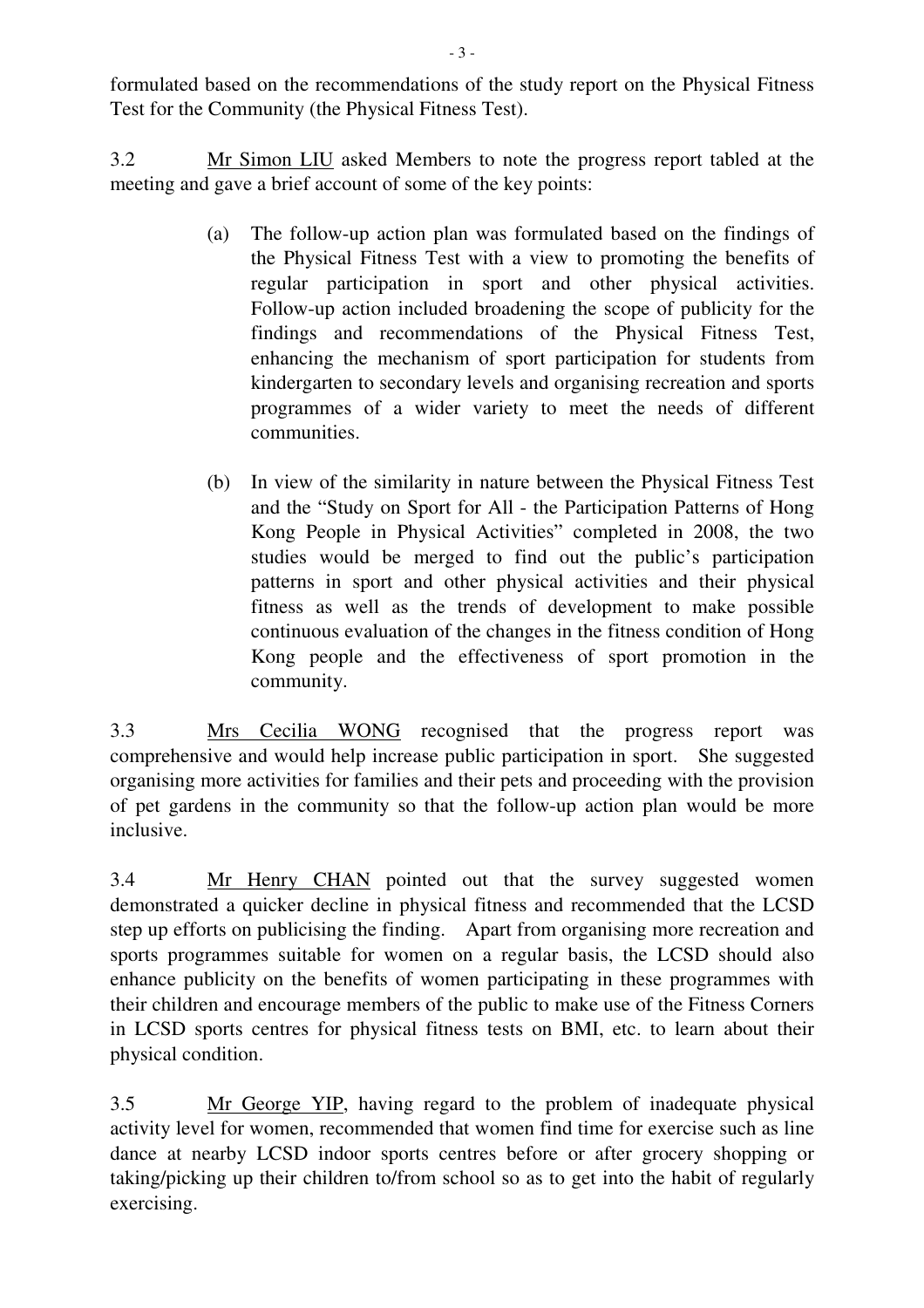formulated based on the recommendations of the study report on the Physical Fitness Test for the Community (the Physical Fitness Test).

3.2 Mr Simon LIU asked Members to note the progress report tabled at the meeting and gave a brief account of some of the key points:

(a) The follow-up action plan was formulated based on the findings of the Physical Fitness Test with a view to promoting the benefits of regular participation in sport and other physical activities. Follow-up action included broadening the scope of publicity for the findings and recommendations of the Physical Fitness Test, enhancing the mechanism of sport participation for students from kindergarten to secondary levels and organising recreation and sports programmes of a wider variety to meet the needs of different communities.

(b) In view of the similarity in nature between the Physical Fitness Test and the "Study on Sport for All - the Participation Patterns of Hong Kong People in Physical Activities" completed in 2008, the two studies would be merged to find out the public's participation patterns in sport and other physical activities and their physical fitness as well as the trends of development to make possible continuous evaluation of the changes in the fitness condition of Hong Kong people and the effectiveness of sport promotion in the community.

3.3 Mrs Cecilia WONG recognised that the progress report was comprehensive and would help increase public participation in sport. She suggested organising more activities for families and their pets and proceeding with the provision of pet gardens in the community so that the follow-up action plan would be more inclusive.

3.4 Mr Henry CHAN pointed out that the survey suggested women demonstrated a quicker decline in physical fitness and recommended that the LCSD step up efforts on publicising the finding. Apart from organising more recreation and sports programmes suitable for women on a regular basis, the LCSD should also enhance publicity on the benefits of women participating in these programmes with their children and encourage members of the public to make use of the Fitness Corners in LCSD sports centres for physical fitness tests on BMI, etc. to learn about their physical condition.

3.5 Mr George YIP, having regard to the problem of inadequate physical activity level for women, recommended that women find time for exercise such as line dance at nearby LCSD indoor sports centres before or after grocery shopping or taking/picking up their children to/from school so as to get into the habit of regularly exercising.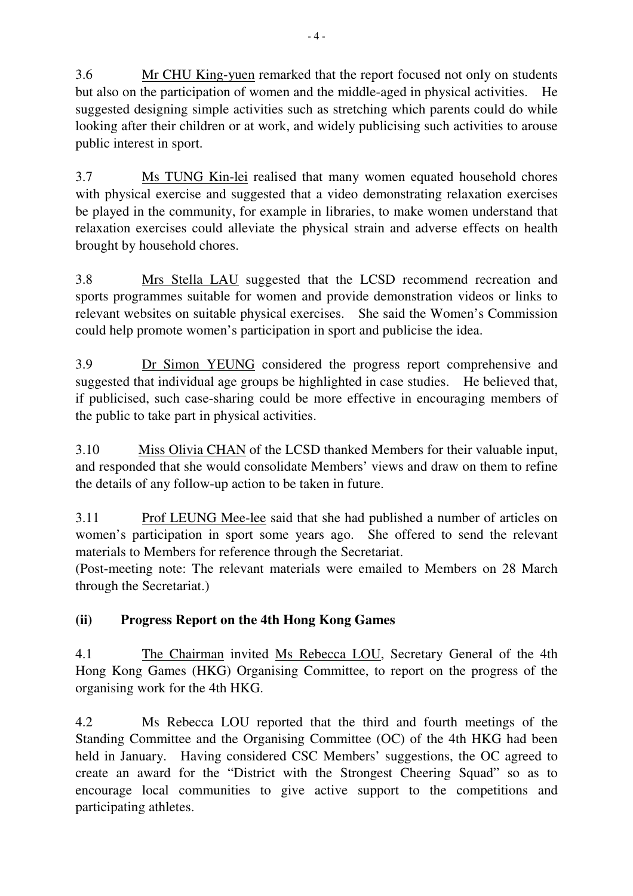3.6 Mr CHU King-yuen remarked that the report focused not only on students but also on the participation of women and the middle-aged in physical activities. He suggested designing simple activities such as stretching which parents could do while looking after their children or at work, and widely publicising such activities to arouse public interest in sport.

3.7 Ms TUNG Kin-lei realised that many women equated household chores with physical exercise and suggested that a video demonstrating relaxation exercises be played in the community, for example in libraries, to make women understand that relaxation exercises could alleviate the physical strain and adverse effects on health brought by household chores.

3.8 Mrs Stella LAU suggested that the LCSD recommend recreation and sports programmes suitable for women and provide demonstration videos or links to relevant websites on suitable physical exercises. She said the Women's Commission could help promote women's participation in sport and publicise the idea.

3.9 Dr Simon YEUNG considered the progress report comprehensive and suggested that individual age groups be highlighted in case studies. He believed that, if publicised, such case-sharing could be more effective in encouraging members of the public to take part in physical activities.

3.10 Miss Olivia CHAN of the LCSD thanked Members for their valuable input, and responded that she would consolidate Members' views and draw on them to refine the details of any follow-up action to be taken in future.

3.11 Prof LEUNG Mee-lee said that she had published a number of articles on women's participation in sport some years ago. She offered to send the relevant materials to Members for reference through the Secretariat.
(Post-meeting note: The relevant materials were emailed to Members on 28 March through the Secretariat.)

**(ii) Progress Report on the 4th Hong Kong Games**

4.1 The Chairman invited Ms Rebecca LOU, Secretary General of the 4th Hong Kong Games (HKG) Organising Committee, to report on the progress of the organising work for the 4th HKG.

4.2 Ms Rebecca LOU reported that the third and fourth meetings of the Standing Committee and the Organising Committee (OC) of the 4th HKG had been held in January. Having considered CSC Members' suggestions, the OC agreed to create an award for the "District with the Strongest Cheering Squad" so as to encourage local communities to give active support to the competitions and participating athletes.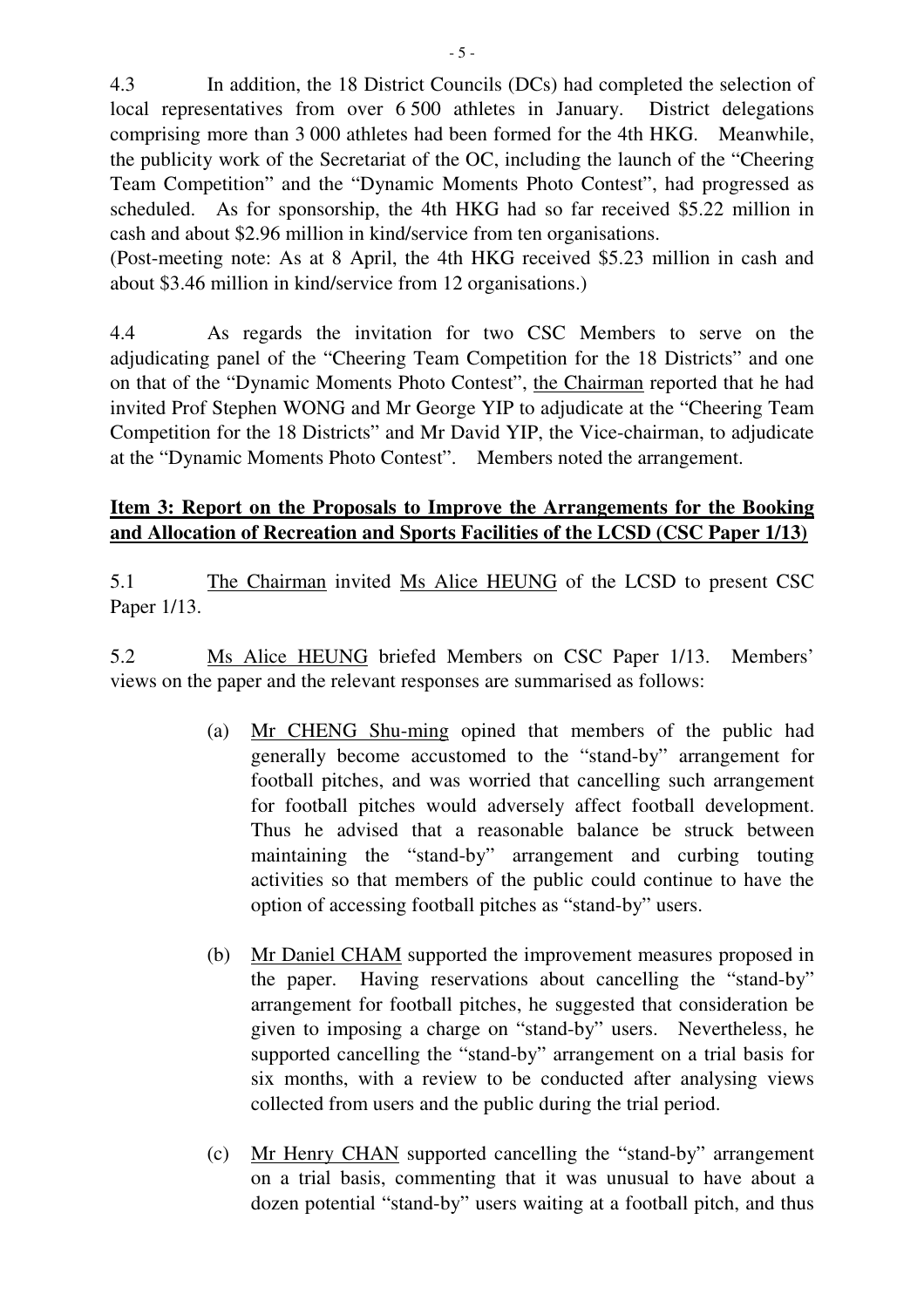4.3 In addition, the 18 District Councils (DCs) had completed the selection of local representatives from over 6 500 athletes in January. District delegations comprising more than 3 000 athletes had been formed for the 4th HKG. Meanwhile, the publicity work of the Secretariat of the OC, including the launch of the "Cheering Team Competition" and the "Dynamic Moments Photo Contest", had progressed as scheduled. As for sponsorship, the 4th HKG had so far received $5.22 million in cash and about $2.96 million in kind/service from ten organisations.

(Post-meeting note: As at 8 April, the 4th HKG received $5.23 million in cash and about $3.46 million in kind/service from 12 organisations.)

4.4 As regards the invitation for two CSC Members to serve on the adjudicating panel of the "Cheering Team Competition for the 18 Districts" and one on that of the "Dynamic Moments Photo Contest", the Chairman reported that he had invited Prof Stephen WONG and Mr George YIP to adjudicate at the "Cheering Team Competition for the 18 Districts" and Mr David YIP, the Vice-chairman, to adjudicate at the "Dynamic Moments Photo Contest". Members noted the arrangement.

**Item 3: Report on the Proposals to Improve the Arrangements for the Booking and Allocation of Recreation and Sports Facilities of the LCSD (CSC Paper 1/13)**

5.1 The Chairman invited Ms Alice HEUNG of the LCSD to present CSC Paper 1/13.

5.2 Ms Alice HEUNG briefed Members on CSC Paper 1/13. Members' views on the paper and the relevant responses are summarised as follows:

(a) Mr CHENG Shu-ming opined that members of the public had generally become accustomed to the "stand-by" arrangement for football pitches, and was worried that cancelling such arrangement for football pitches would adversely affect football development. Thus he advised that a reasonable balance be struck between maintaining the "stand-by" arrangement and curbing touting activities so that members of the public could continue to have the option of accessing football pitches as "stand-by" users.

(b) Mr Daniel CHAM supported the improvement measures proposed in the paper. Having reservations about cancelling the "stand-by" arrangement for football pitches, he suggested that consideration be given to imposing a charge on "stand-by" users. Nevertheless, he supported cancelling the "stand-by" arrangement on a trial basis for six months, with a review to be conducted after analysing views collected from users and the public during the trial period.

(c) Mr Henry CHAN supported cancelling the "stand-by" arrangement on a trial basis, commenting that it was unusual to have about a dozen potential "stand-by" users waiting at a football pitch, and thus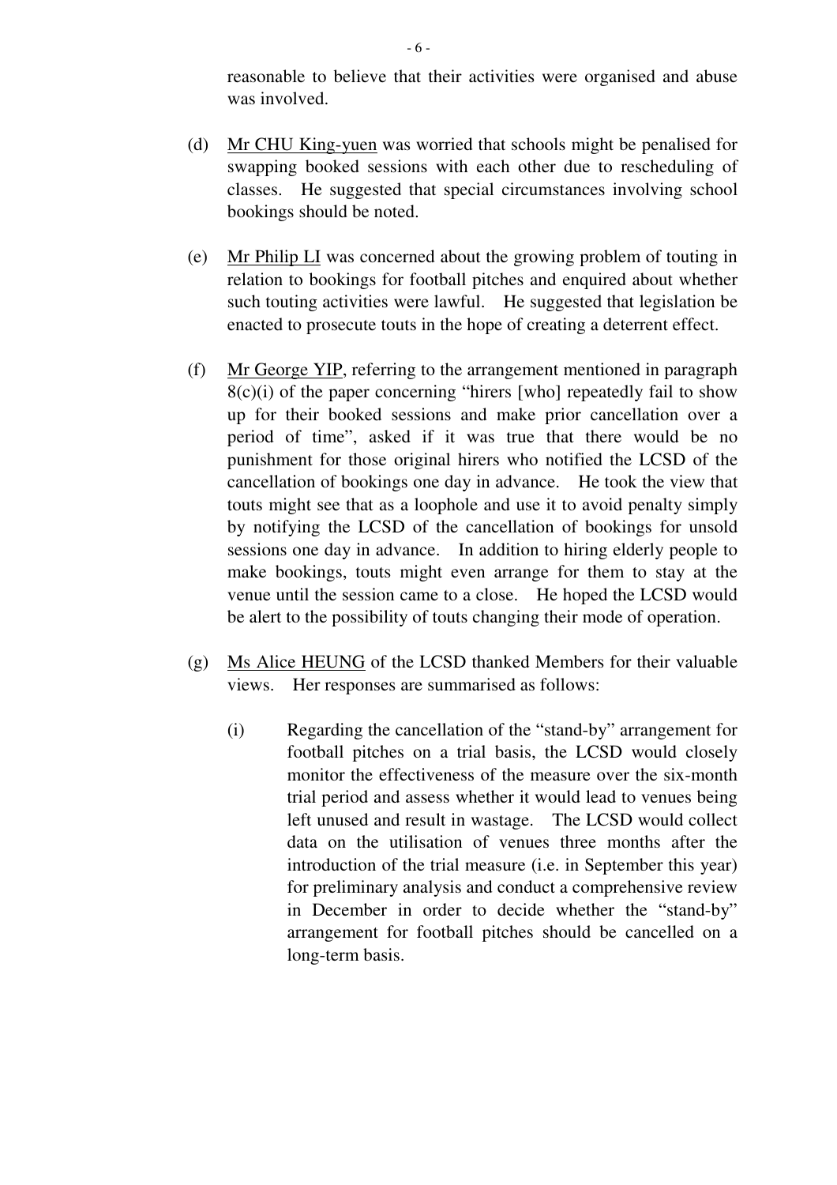reasonable to believe that their activities were organised and abuse was involved.

(d) Mr CHU King-yuen was worried that schools might be penalised for swapping booked sessions with each other due to rescheduling of classes. He suggested that special circumstances involving school bookings should be noted.

(e) Mr Philip LI was concerned about the growing problem of touting in relation to bookings for football pitches and enquired about whether such touting activities were lawful. He suggested that legislation be enacted to prosecute touts in the hope of creating a deterrent effect.

(f) Mr George YIP, referring to the arrangement mentioned in paragraph 8(c)(i) of the paper concerning "hirers [who] repeatedly fail to show up for their booked sessions and make prior cancellation over a period of time", asked if it was true that there would be no punishment for those original hirers who notified the LCSD of the cancellation of bookings one day in advance. He took the view that touts might see that as a loophole and use it to avoid penalty simply by notifying the LCSD of the cancellation of bookings for unsold sessions one day in advance. In addition to hiring elderly people to make bookings, touts might even arrange for them to stay at the venue until the session came to a close. He hoped the LCSD would be alert to the possibility of touts changing their mode of operation.

(g) Ms Alice HEUNG of the LCSD thanked Members for their valuable views. Her responses are summarised as follows:

  (i) Regarding the cancellation of the "stand-by" arrangement for football pitches on a trial basis, the LCSD would closely monitor the effectiveness of the measure over the six-month trial period and assess whether it would lead to venues being left unused and result in wastage. The LCSD would collect data on the utilisation of venues three months after the introduction of the trial measure (i.e. in September this year) for preliminary analysis and conduct a comprehensive review in December in order to decide whether the "stand-by" arrangement for football pitches should be cancelled on a long-term basis.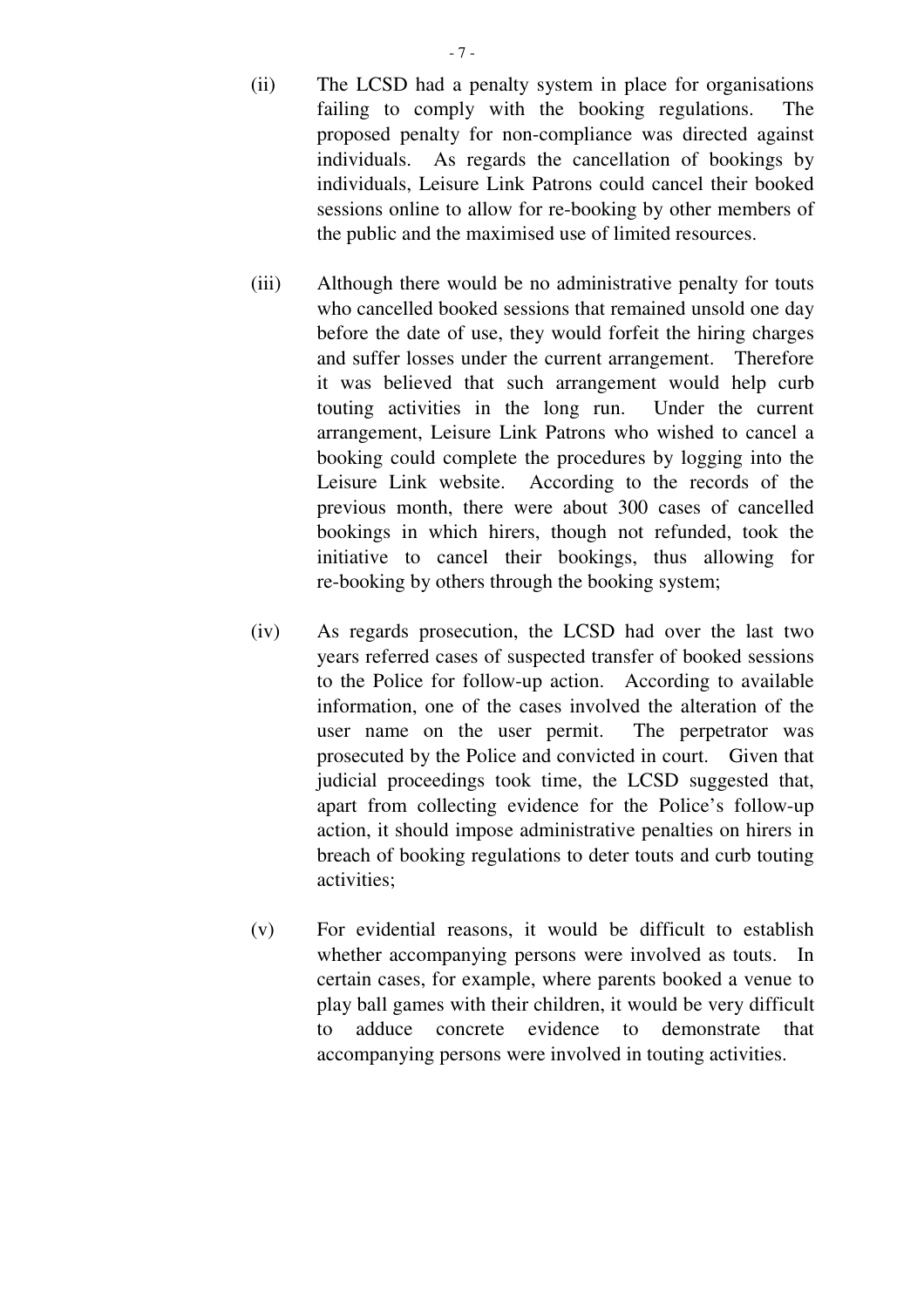(ii) The LCSD had a penalty system in place for organisations failing to comply with the booking regulations. The proposed penalty for non-compliance was directed against individuals. As regards the cancellation of bookings by individuals, Leisure Link Patrons could cancel their booked sessions online to allow for re-booking by other members of the public and the maximised use of limited resources.

(iii) Although there would be no administrative penalty for touts who cancelled booked sessions that remained unsold one day before the date of use, they would forfeit the hiring charges and suffer losses under the current arrangement. Therefore it was believed that such arrangement would help curb touting activities in the long run. Under the current arrangement, Leisure Link Patrons who wished to cancel a booking could complete the procedures by logging into the Leisure Link website. According to the records of the previous month, there were about 300 cases of cancelled bookings in which hirers, though not refunded, took the initiative to cancel their bookings, thus allowing for re-booking by others through the booking system;

(iv) As regards prosecution, the LCSD had over the last two years referred cases of suspected transfer of booked sessions to the Police for follow-up action. According to available information, one of the cases involved the alteration of the user name on the user permit. The perpetrator was prosecuted by the Police and convicted in court. Given that judicial proceedings took time, the LCSD suggested that, apart from collecting evidence for the Police's follow-up action, it should impose administrative penalties on hirers in breach of booking regulations to deter touts and curb touting activities;

(v) For evidential reasons, it would be difficult to establish whether accompanying persons were involved as touts. In certain cases, for example, where parents booked a venue to play ball games with their children, it would be very difficult to adduce concrete evidence to demonstrate that accompanying persons were involved in touting activities.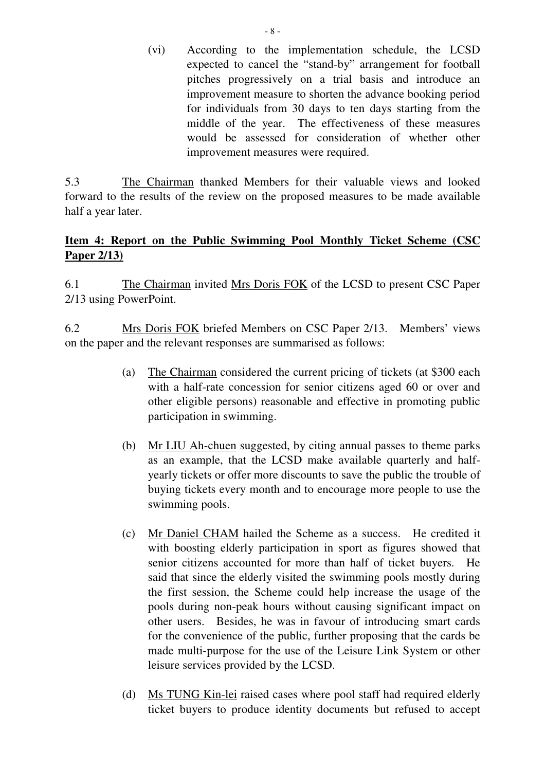(vi) According to the implementation schedule, the LCSD expected to cancel the "stand-by" arrangement for football pitches progressively on a trial basis and introduce an improvement measure to shorten the advance booking period for individuals from 30 days to ten days starting from the middle of the year. The effectiveness of these measures would be assessed for consideration of whether other improvement measures were required.

5.3 The Chairman thanked Members for their valuable views and looked forward to the results of the review on the proposed measures to be made available half a year later.

**Item 4: Report on the Public Swimming Pool Monthly Ticket Scheme (CSC Paper 2/13)**

6.1 The Chairman invited Mrs Doris FOK of the LCSD to present CSC Paper 2/13 using PowerPoint.

6.2 Mrs Doris FOK briefed Members on CSC Paper 2/13. Members' views on the paper and the relevant responses are summarised as follows:

(a) The Chairman considered the current pricing of tickets (at $300 each with a half-rate concession for senior citizens aged 60 or over and other eligible persons) reasonable and effective in promoting public participation in swimming.

(b) Mr LIU Ah-chuen suggested, by citing annual passes to theme parks as an example, that the LCSD make available quarterly and half-yearly tickets or offer more discounts to save the public the trouble of buying tickets every month and to encourage more people to use the swimming pools.

(c) Mr Daniel CHAM hailed the Scheme as a success. He credited it with boosting elderly participation in sport as figures showed that senior citizens accounted for more than half of ticket buyers. He said that since the elderly visited the swimming pools mostly during the first session, the Scheme could help increase the usage of the pools during non-peak hours without causing significant impact on other users. Besides, he was in favour of introducing smart cards for the convenience of the public, further proposing that the cards be made multi-purpose for the use of the Leisure Link System or other leisure services provided by the LCSD.

(d) Ms TUNG Kin-lei raised cases where pool staff had required elderly ticket buyers to produce identity documents but refused to accept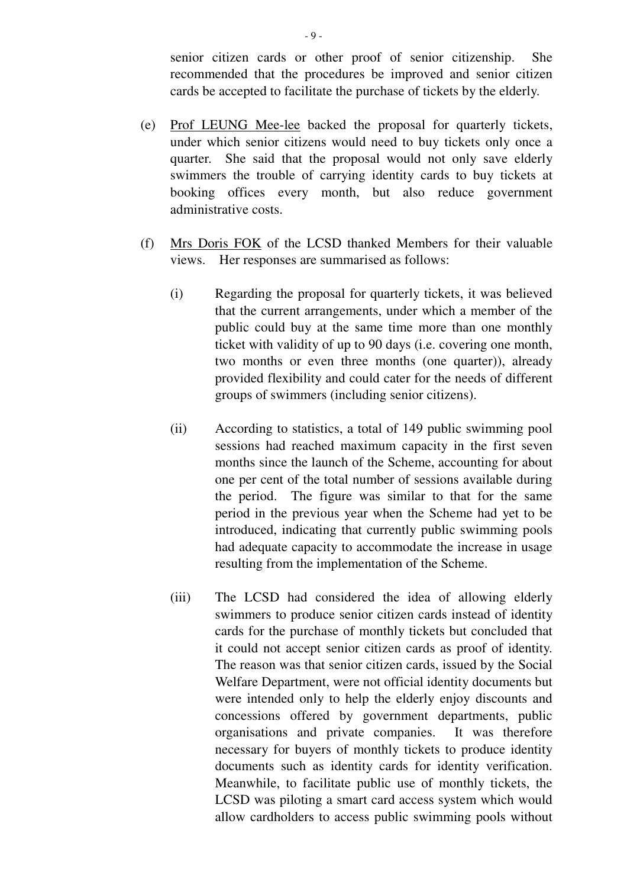senior citizen cards or other proof of senior citizenship. She recommended that the procedures be improved and senior citizen cards be accepted to facilitate the purchase of tickets by the elderly.

(e) Prof LEUNG Mee-lee backed the proposal for quarterly tickets, under which senior citizens would need to buy tickets only once a quarter. She said that the proposal would not only save elderly swimmers the trouble of carrying identity cards to buy tickets at booking offices every month, but also reduce government administrative costs.

(f) Mrs Doris FOK of the LCSD thanked Members for their valuable views. Her responses are summarised as follows:

 (i) Regarding the proposal for quarterly tickets, it was believed that the current arrangements, under which a member of the public could buy at the same time more than one monthly ticket with validity of up to 90 days (i.e. covering one month, two months or even three months (one quarter)), already provided flexibility and could cater for the needs of different groups of swimmers (including senior citizens).

 (ii) According to statistics, a total of 149 public swimming pool sessions had reached maximum capacity in the first seven months since the launch of the Scheme, accounting for about one per cent of the total number of sessions available during the period. The figure was similar to that for the same period in the previous year when the Scheme had yet to be introduced, indicating that currently public swimming pools had adequate capacity to accommodate the increase in usage resulting from the implementation of the Scheme.

 (iii) The LCSD had considered the idea of allowing elderly swimmers to produce senior citizen cards instead of identity cards for the purchase of monthly tickets but concluded that it could not accept senior citizen cards as proof of identity. The reason was that senior citizen cards, issued by the Social Welfare Department, were not official identity documents but were intended only to help the elderly enjoy discounts and concessions offered by government departments, public organisations and private companies. It was therefore necessary for buyers of monthly tickets to produce identity documents such as identity cards for identity verification. Meanwhile, to facilitate public use of monthly tickets, the LCSD was piloting a smart card access system which would allow cardholders to access public swimming pools without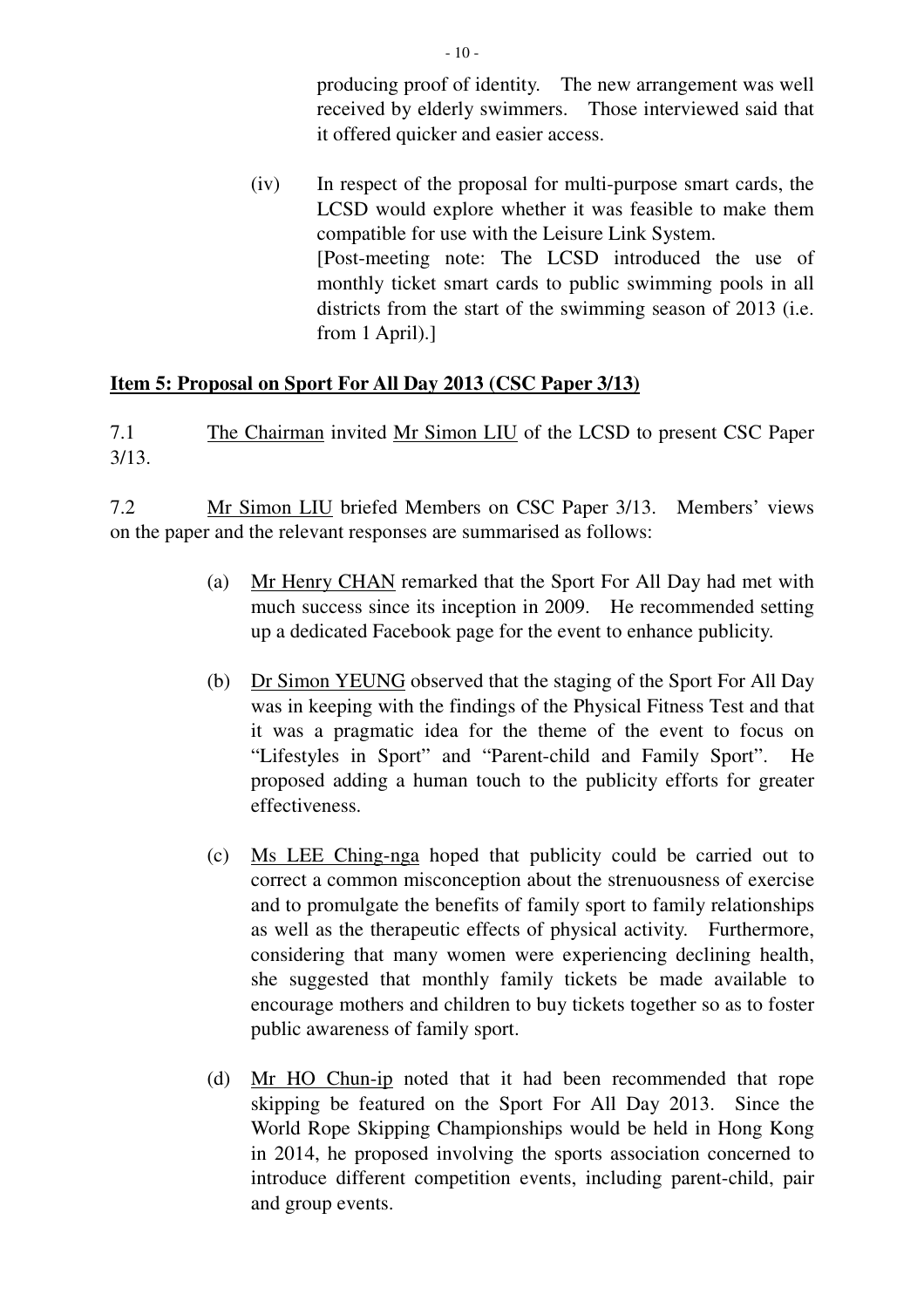producing proof of identity. The new arrangement was well received by elderly swimmers. Those interviewed said that it offered quicker and easier access.

(iv) In respect of the proposal for multi-purpose smart cards, the LCSD would explore whether it was feasible to make them compatible for use with the Leisure Link System.
[Post-meeting note: The LCSD introduced the use of monthly ticket smart cards to public swimming pools in all districts from the start of the swimming season of 2013 (i.e. from 1 April).]

**Item 5: Proposal on Sport For All Day 2013 (CSC Paper 3/13)**

7.1 The Chairman invited Mr Simon LIU of the LCSD to present CSC Paper 3/13.

7.2 Mr Simon LIU briefed Members on CSC Paper 3/13. Members' views on the paper and the relevant responses are summarised as follows:

(a) Mr Henry CHAN remarked that the Sport For All Day had met with much success since its inception in 2009. He recommended setting up a dedicated Facebook page for the event to enhance publicity.

(b) Dr Simon YEUNG observed that the staging of the Sport For All Day was in keeping with the findings of the Physical Fitness Test and that it was a pragmatic idea for the theme of the event to focus on "Lifestyles in Sport" and "Parent-child and Family Sport". He proposed adding a human touch to the publicity efforts for greater effectiveness.

(c) Ms LEE Ching-nga hoped that publicity could be carried out to correct a common misconception about the strenuousness of exercise and to promulgate the benefits of family sport to family relationships as well as the therapeutic effects of physical activity. Furthermore, considering that many women were experiencing declining health, she suggested that monthly family tickets be made available to encourage mothers and children to buy tickets together so as to foster public awareness of family sport.

(d) Mr HO Chun-ip noted that it had been recommended that rope skipping be featured on the Sport For All Day 2013. Since the World Rope Skipping Championships would be held in Hong Kong in 2014, he proposed involving the sports association concerned to introduce different competition events, including parent-child, pair and group events.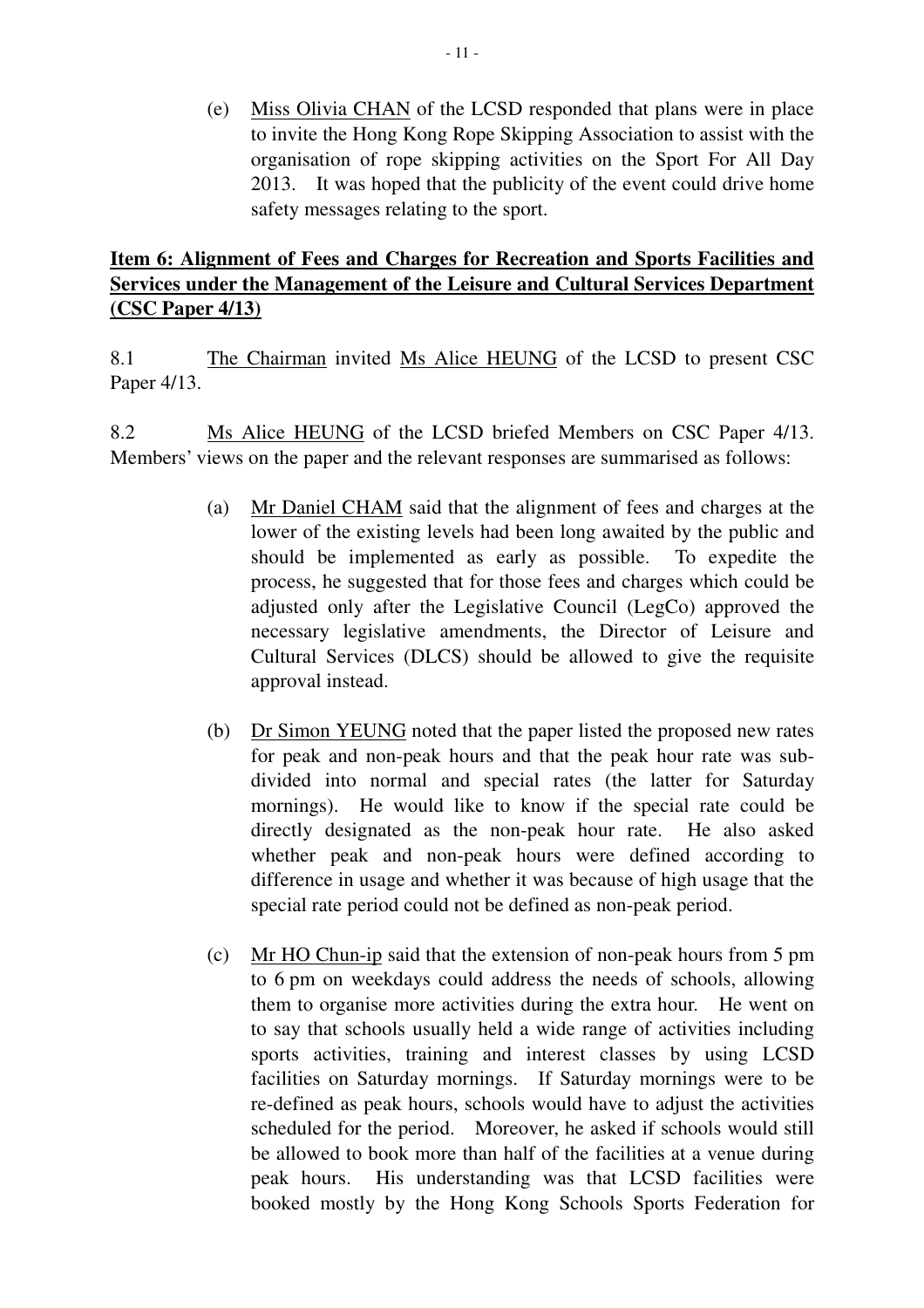(e) Miss Olivia CHAN of the LCSD responded that plans were in place to invite the Hong Kong Rope Skipping Association to assist with the organisation of rope skipping activities on the Sport For All Day 2013. It was hoped that the publicity of the event could drive home safety messages relating to the sport.

**Item 6: Alignment of Fees and Charges for Recreation and Sports Facilities and Services under the Management of the Leisure and Cultural Services Department (CSC Paper 4/13)**

8.1 The Chairman invited Ms Alice HEUNG of the LCSD to present CSC Paper 4/13.

8.2 Ms Alice HEUNG of the LCSD briefed Members on CSC Paper 4/13. Members' views on the paper and the relevant responses are summarised as follows:

(a) Mr Daniel CHAM said that the alignment of fees and charges at the lower of the existing levels had been long awaited by the public and should be implemented as early as possible. To expedite the process, he suggested that for those fees and charges which could be adjusted only after the Legislative Council (LegCo) approved the necessary legislative amendments, the Director of Leisure and Cultural Services (DLCS) should be allowed to give the requisite approval instead.

(b) Dr Simon YEUNG noted that the paper listed the proposed new rates for peak and non-peak hours and that the peak hour rate was sub-divided into normal and special rates (the latter for Saturday mornings). He would like to know if the special rate could be directly designated as the non-peak hour rate. He also asked whether peak and non-peak hours were defined according to difference in usage and whether it was because of high usage that the special rate period could not be defined as non-peak period.

(c) Mr HO Chun-ip said that the extension of non-peak hours from 5 pm to 6 pm on weekdays could address the needs of schools, allowing them to organise more activities during the extra hour. He went on to say that schools usually held a wide range of activities including sports activities, training and interest classes by using LCSD facilities on Saturday mornings. If Saturday mornings were to be re-defined as peak hours, schools would have to adjust the activities scheduled for the period. Moreover, he asked if schools would still be allowed to book more than half of the facilities at a venue during peak hours. His understanding was that LCSD facilities were booked mostly by the Hong Kong Schools Sports Federation for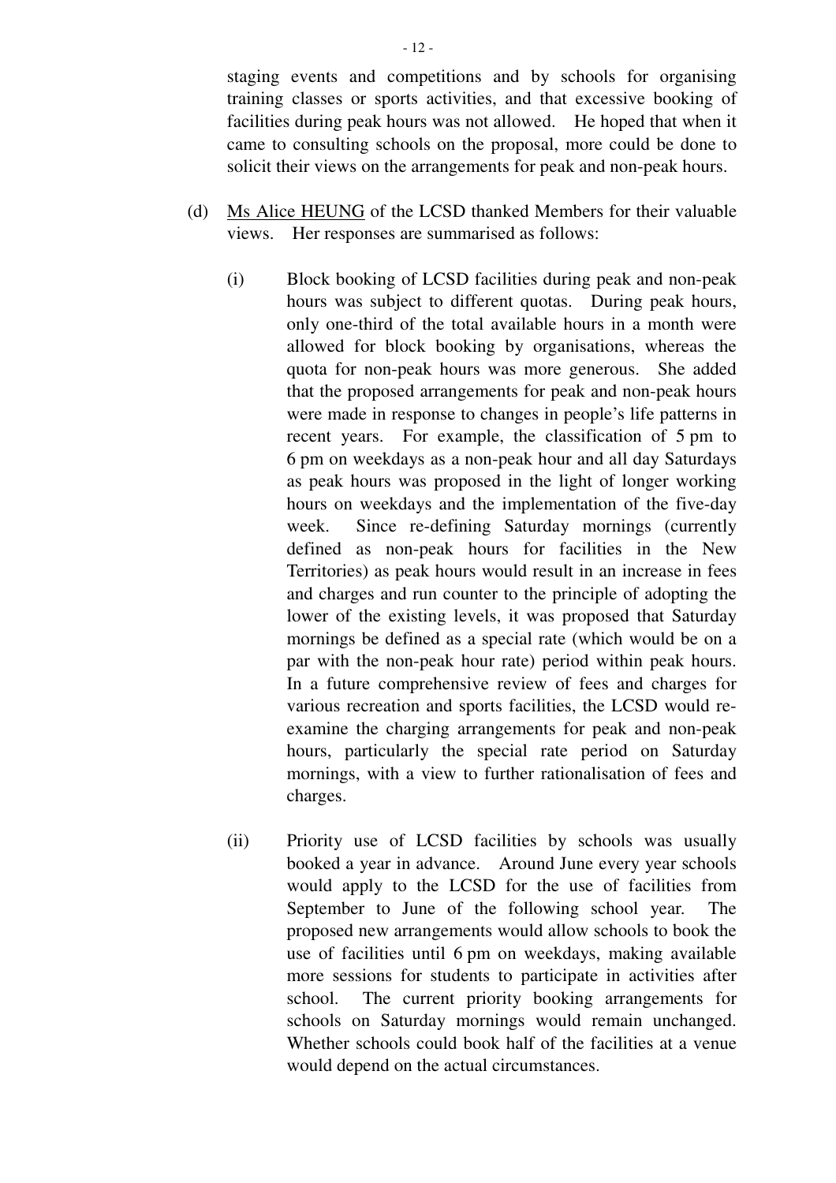staging events and competitions and by schools for organising training classes or sports activities, and that excessive booking of facilities during peak hours was not allowed. He hoped that when it came to consulting schools on the proposal, more could be done to solicit their views on the arrangements for peak and non-peak hours.

(d) Ms Alice HEUNG of the LCSD thanked Members for their valuable views. Her responses are summarised as follows:

   (i) Block booking of LCSD facilities during peak and non-peak hours was subject to different quotas. During peak hours, only one-third of the total available hours in a month were allowed for block booking by organisations, whereas the quota for non-peak hours was more generous. She added that the proposed arrangements for peak and non-peak hours were made in response to changes in people's life patterns in recent years. For example, the classification of 5 pm to 6 pm on weekdays as a non-peak hour and all day Saturdays as peak hours was proposed in the light of longer working hours on weekdays and the implementation of the five-day week. Since re-defining Saturday mornings (currently defined as non-peak hours for facilities in the New Territories) as peak hours would result in an increase in fees and charges and run counter to the principle of adopting the lower of the existing levels, it was proposed that Saturday mornings be defined as a special rate (which would be on a par with the non-peak hour rate) period within peak hours. In a future comprehensive review of fees and charges for various recreation and sports facilities, the LCSD would re-examine the charging arrangements for peak and non-peak hours, particularly the special rate period on Saturday mornings, with a view to further rationalisation of fees and charges.

   (ii) Priority use of LCSD facilities by schools was usually booked a year in advance. Around June every year schools would apply to the LCSD for the use of facilities from September to June of the following school year. The proposed new arrangements would allow schools to book the use of facilities until 6 pm on weekdays, making available more sessions for students to participate in activities after school. The current priority booking arrangements for schools on Saturday mornings would remain unchanged. Whether schools could book half of the facilities at a venue would depend on the actual circumstances.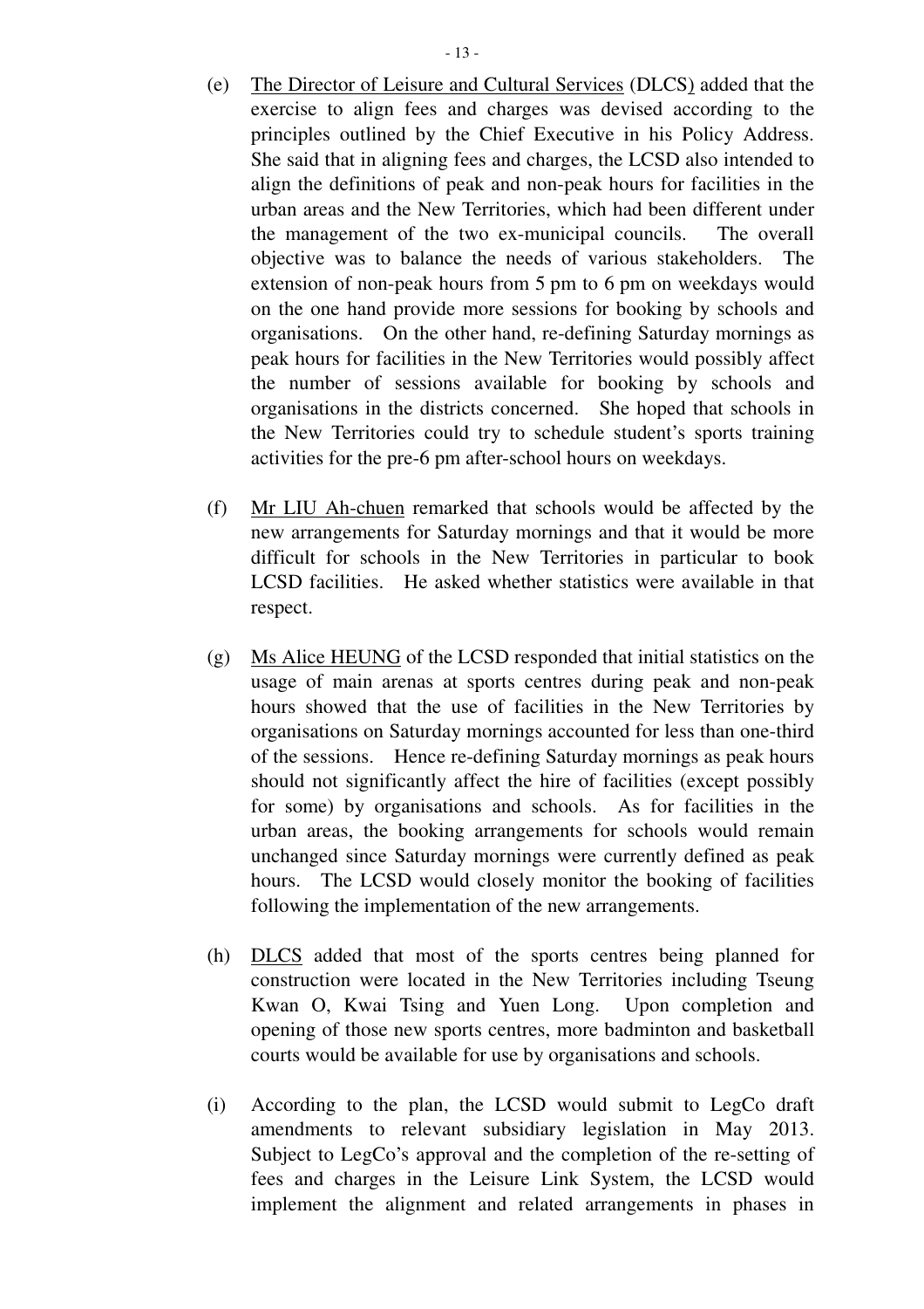(e) The Director of Leisure and Cultural Services (DLCS) added that the exercise to align fees and charges was devised according to the principles outlined by the Chief Executive in his Policy Address. She said that in aligning fees and charges, the LCSD also intended to align the definitions of peak and non-peak hours for facilities in the urban areas and the New Territories, which had been different under the management of the two ex-municipal councils. The overall objective was to balance the needs of various stakeholders. The extension of non-peak hours from 5 pm to 6 pm on weekdays would on the one hand provide more sessions for booking by schools and organisations. On the other hand, re-defining Saturday mornings as peak hours for facilities in the New Territories would possibly affect the number of sessions available for booking by schools and organisations in the districts concerned. She hoped that schools in the New Territories could try to schedule student's sports training activities for the pre-6 pm after-school hours on weekdays.

(f) Mr LIU Ah-chuen remarked that schools would be affected by the new arrangements for Saturday mornings and that it would be more difficult for schools in the New Territories in particular to book LCSD facilities. He asked whether statistics were available in that respect.

(g) Ms Alice HEUNG of the LCSD responded that initial statistics on the usage of main arenas at sports centres during peak and non-peak hours showed that the use of facilities in the New Territories by organisations on Saturday mornings accounted for less than one-third of the sessions. Hence re-defining Saturday mornings as peak hours should not significantly affect the hire of facilities (except possibly for some) by organisations and schools. As for facilities in the urban areas, the booking arrangements for schools would remain unchanged since Saturday mornings were currently defined as peak hours. The LCSD would closely monitor the booking of facilities following the implementation of the new arrangements.

(h) DLCS added that most of the sports centres being planned for construction were located in the New Territories including Tseung Kwan O, Kwai Tsing and Yuen Long. Upon completion and opening of those new sports centres, more badminton and basketball courts would be available for use by organisations and schools.

(i) According to the plan, the LCSD would submit to LegCo draft amendments to relevant subsidiary legislation in May 2013. Subject to LegCo's approval and the completion of the re-setting of fees and charges in the Leisure Link System, the LCSD would implement the alignment and related arrangements in phases in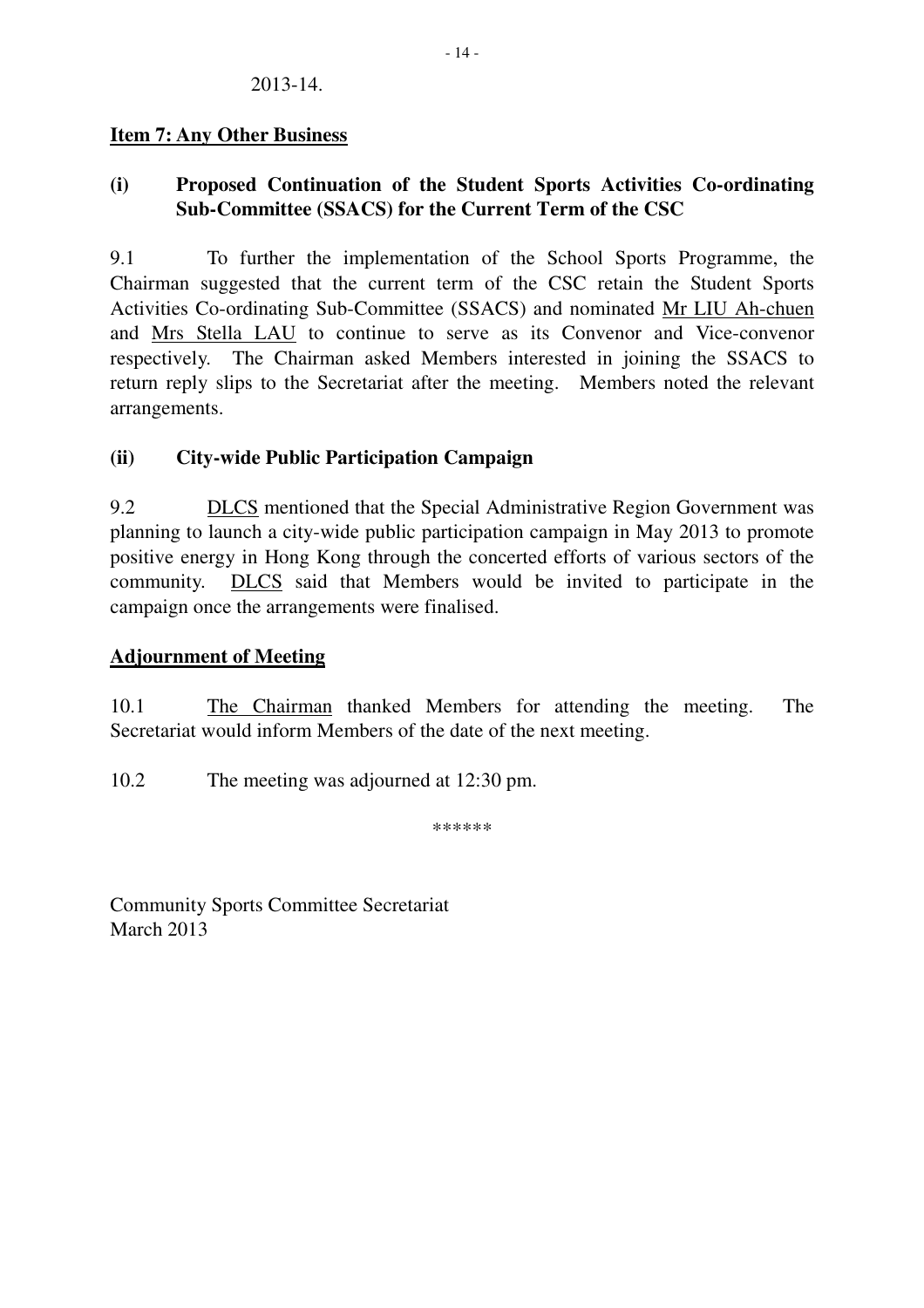2013-14.

**Item 7: Any Other Business**

**(i) Proposed Continuation of the Student Sports Activities Co-ordinating Sub-Committee (SSACS) for the Current Term of the CSC**

9.1 To further the implementation of the School Sports Programme, the Chairman suggested that the current term of the CSC retain the Student Sports Activities Co-ordinating Sub-Committee (SSACS) and nominated Mr LIU Ah-chuen and Mrs Stella LAU to continue to serve as its Convenor and Vice-convenor respectively. The Chairman asked Members interested in joining the SSACS to return reply slips to the Secretariat after the meeting. Members noted the relevant arrangements.

**(ii) City-wide Public Participation Campaign**

9.2 DLCS mentioned that the Special Administrative Region Government was planning to launch a city-wide public participation campaign in May 2013 to promote positive energy in Hong Kong through the concerted efforts of various sectors of the community. DLCS said that Members would be invited to participate in the campaign once the arrangements were finalised.

**Adjournment of Meeting**

10.1 The Chairman thanked Members for attending the meeting. The Secretariat would inform Members of the date of the next meeting.

10.2 The meeting was adjourned at 12:30 pm.

******

Community Sports Committee Secretariat
March 2013